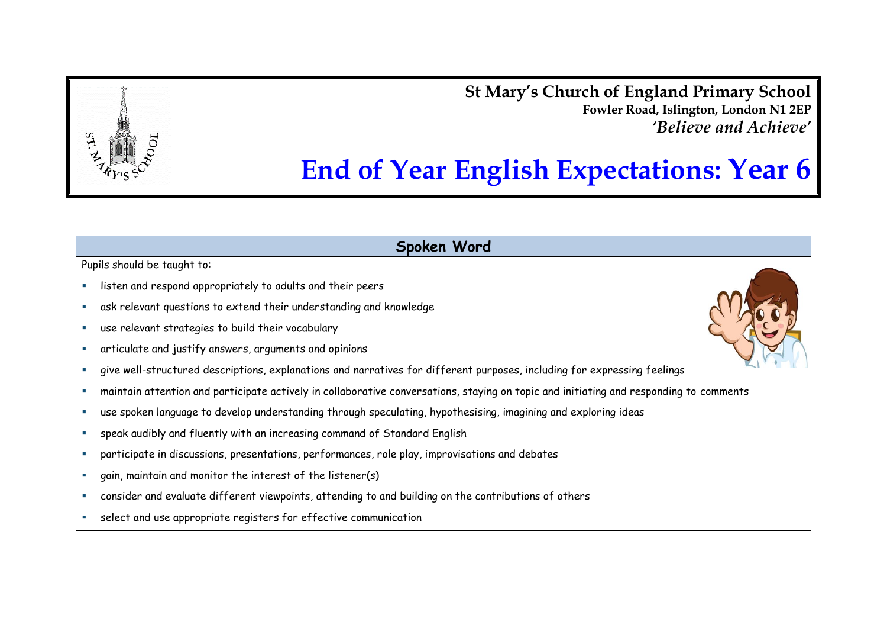**St Mary's Church of England Primary School**
**Fowler Road, Islington, London N1 2EP**
***'Believe and Achieve'***

# End of Year English Expectations: Year 6

## Spoken Word

Pupils should be taught to:

- listen and respond appropriately to adults and their peers
- ask relevant questions to extend their understanding and knowledge
- use relevant strategies to build their vocabulary
- articulate and justify answers, arguments and opinions
- give well-structured descriptions, explanations and narratives for different purposes, including for expressing feelings
- maintain attention and participate actively in collaborative conversations, staying on topic and initiating and responding to comments
- use spoken language to develop understanding through speculating, hypothesising, imagining and exploring ideas
- speak audibly and fluently with an increasing command of Standard English
- participate in discussions, presentations, performances, role play, improvisations and debates
- gain, maintain and monitor the interest of the listener(s)
- consider and evaluate different viewpoints, attending to and building on the contributions of others
- select and use appropriate registers for effective communication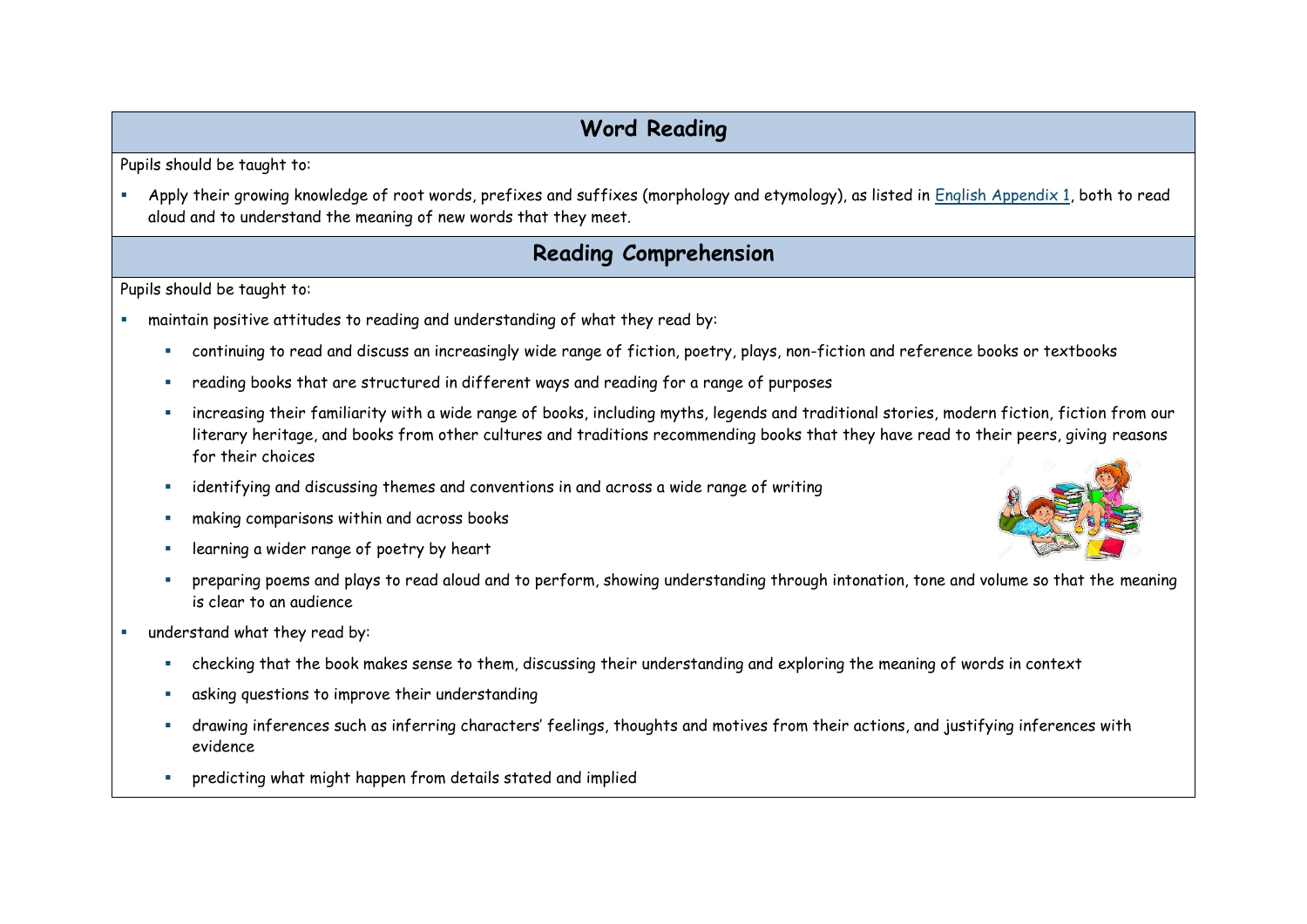## Word Reading

Pupils should be taught to:

- Apply their growing knowledge of root words, prefixes and suffixes (morphology and etymology), as listed in English Appendix 1, both to read aloud and to understand the meaning of new words that they meet.

## Reading Comprehension

Pupils should be taught to:

- maintain positive attitudes to reading and understanding of what they read by:
  - continuing to read and discuss an increasingly wide range of fiction, poetry, plays, non-fiction and reference books or textbooks
  - reading books that are structured in different ways and reading for a range of purposes
  - increasing their familiarity with a wide range of books, including myths, legends and traditional stories, modern fiction, fiction from our literary heritage, and books from other cultures and traditions recommending books that they have read to their peers, giving reasons for their choices
  - identifying and discussing themes and conventions in and across a wide range of writing
  - making comparisons within and across books
  - learning a wider range of poetry by heart
  - preparing poems and plays to read aloud and to perform, showing understanding through intonation, tone and volume so that the meaning is clear to an audience
- understand what they read by:
  - checking that the book makes sense to them, discussing their understanding and exploring the meaning of words in context
  - asking questions to improve their understanding
  - drawing inferences such as inferring characters' feelings, thoughts and motives from their actions, and justifying inferences with evidence
  - predicting what might happen from details stated and implied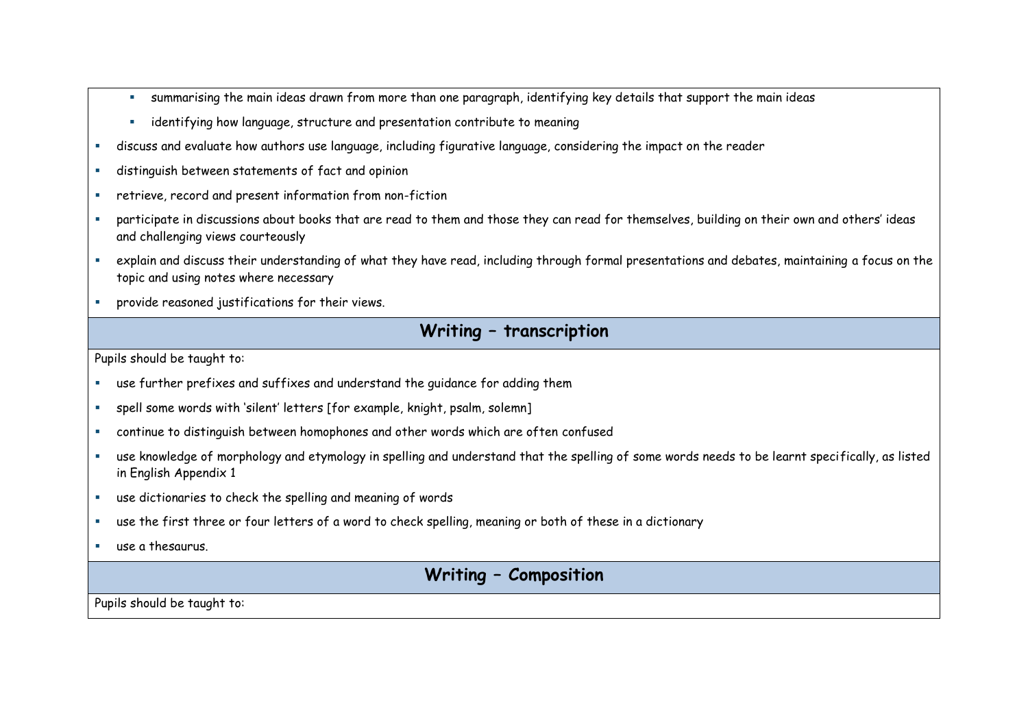- summarising the main ideas drawn from more than one paragraph, identifying key details that support the main ideas
  - identifying how language, structure and presentation contribute to meaning
- discuss and evaluate how authors use language, including figurative language, considering the impact on the reader
- distinguish between statements of fact and opinion
- retrieve, record and present information from non-fiction
- participate in discussions about books that are read to them and those they can read for themselves, building on their own and others' ideas and challenging views courteously
- explain and discuss their understanding of what they have read, including through formal presentations and debates, maintaining a focus on the topic and using notes where necessary
- provide reasoned justifications for their views.

## Writing – transcription

Pupils should be taught to:

- use further prefixes and suffixes and understand the guidance for adding them
- spell some words with 'silent' letters [for example, knight, psalm, solemn]
- continue to distinguish between homophones and other words which are often confused
- use knowledge of morphology and etymology in spelling and understand that the spelling of some words needs to be learnt specifically, as listed in English Appendix 1
- use dictionaries to check the spelling and meaning of words
- use the first three or four letters of a word to check spelling, meaning or both of these in a dictionary
- use a thesaurus.

## Writing – Composition

Pupils should be taught to: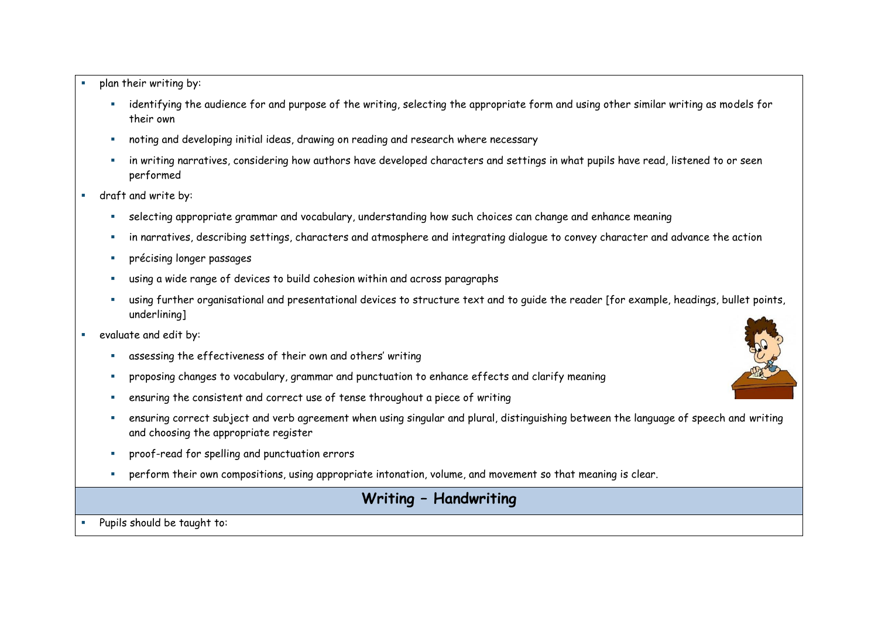- plan their writing by:
  - identifying the audience for and purpose of the writing, selecting the appropriate form and using other similar writing as models for their own
  - noting and developing initial ideas, drawing on reading and research where necessary
  - in writing narratives, considering how authors have developed characters and settings in what pupils have read, listened to or seen performed
- draft and write by:
  - selecting appropriate grammar and vocabulary, understanding how such choices can change and enhance meaning
  - in narratives, describing settings, characters and atmosphere and integrating dialogue to convey character and advance the action
  - précising longer passages
  - using a wide range of devices to build cohesion within and across paragraphs
  - using further organisational and presentational devices to structure text and to guide the reader [for example, headings, bullet points, underlining]
- evaluate and edit by:
  - assessing the effectiveness of their own and others' writing
  - proposing changes to vocabulary, grammar and punctuation to enhance effects and clarify meaning
  - ensuring the consistent and correct use of tense throughout a piece of writing
  - ensuring correct subject and verb agreement when using singular and plural, distinguishing between the language of speech and writing and choosing the appropriate register
  - proof-read for spelling and punctuation errors
  - perform their own compositions, using appropriate intonation, volume, and movement so that meaning is clear.

## Writing – Handwriting

- Pupils should be taught to: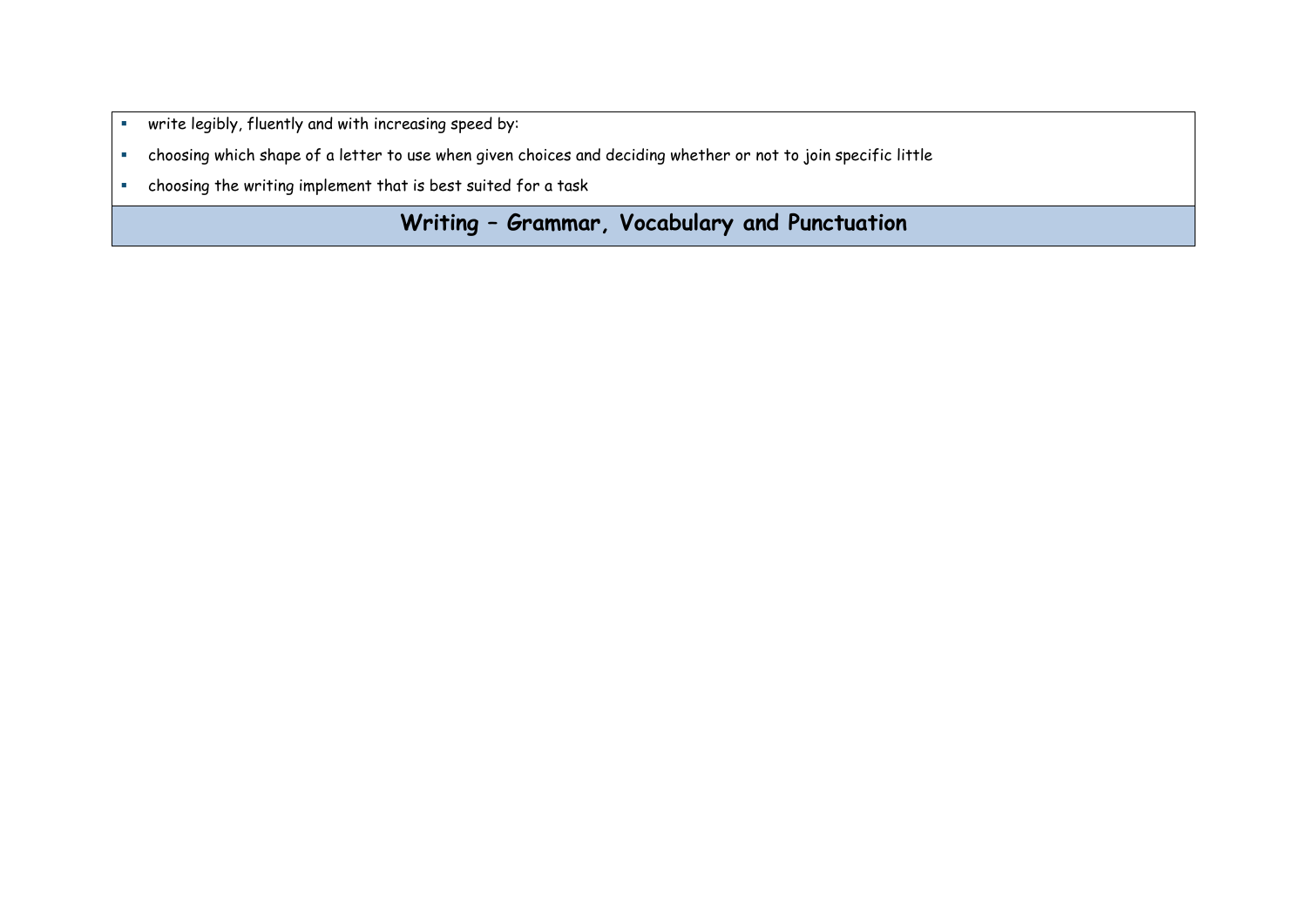- write legibly, fluently and with increasing speed by:
- choosing which shape of a letter to use when given choices and deciding whether or not to join specific little
- choosing the writing implement that is best suited for a task

## Writing – Grammar, Vocabulary and Punctuation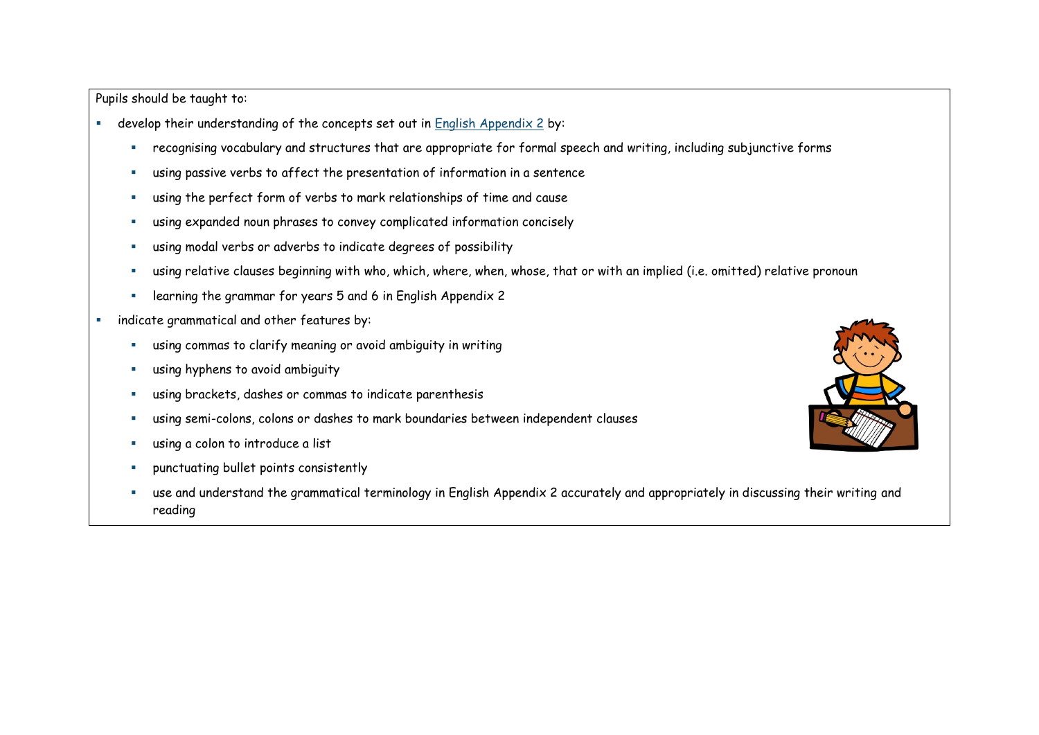Pupils should be taught to:

- develop their understanding of the concepts set out in [English Appendix 2] by:
  - recognising vocabulary and structures that are appropriate for formal speech and writing, including subjunctive forms
  - using passive verbs to affect the presentation of information in a sentence
  - using the perfect form of verbs to mark relationships of time and cause
  - using expanded noun phrases to convey complicated information concisely
  - using modal verbs or adverbs to indicate degrees of possibility
  - using relative clauses beginning with who, which, where, when, whose, that or with an implied (i.e. omitted) relative pronoun
  - learning the grammar for years 5 and 6 in English Appendix 2
- indicate grammatical and other features by:
  - using commas to clarify meaning or avoid ambiguity in writing
  - using hyphens to avoid ambiguity
  - using brackets, dashes or commas to indicate parenthesis
  - using semi-colons, colons or dashes to mark boundaries between independent clauses
  - using a colon to introduce a list
  - punctuating bullet points consistently
  - use and understand the grammatical terminology in English Appendix 2 accurately and appropriately in discussing their writing and reading